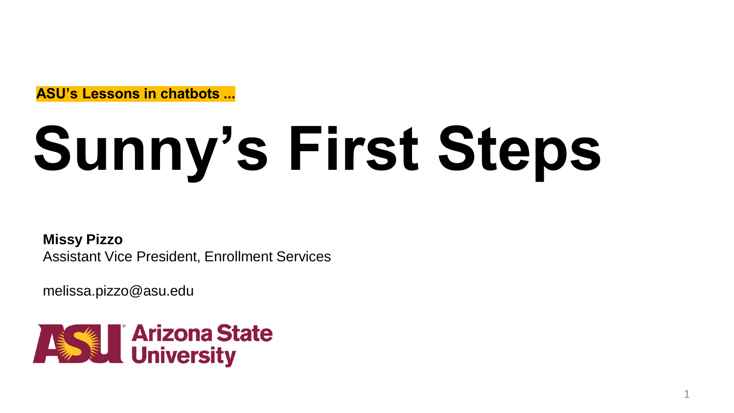**ASU's Lessons in chatbots ...**

# Sunny's First Steps

**Missy Pizzo**
Assistant Vice President, Enrollment Services

melissa.pizzo@asu.edu

Arizona State University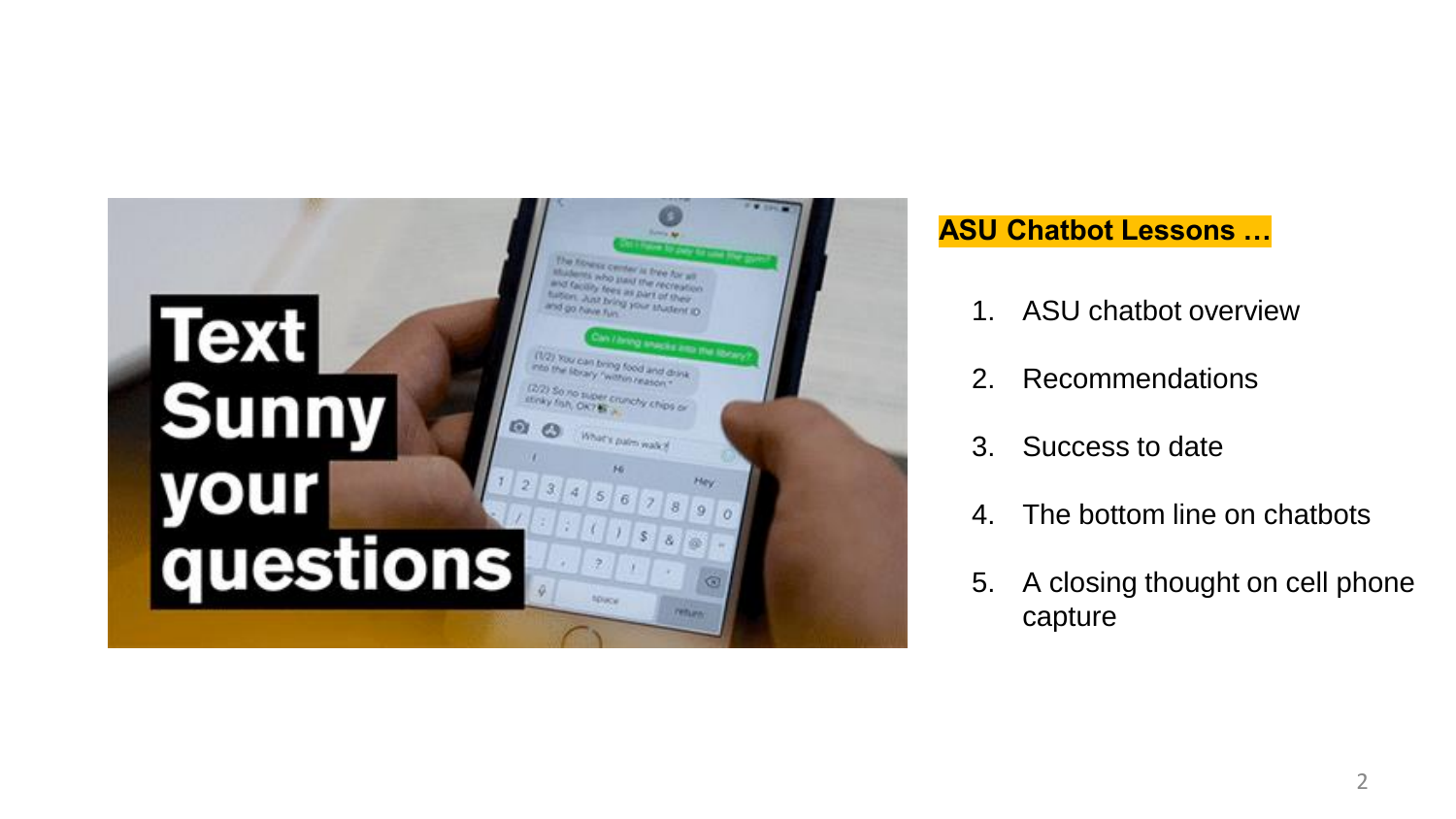## ASU Chatbot Lessons …

1. ASU chatbot overview
2. Recommendations
3. Success to date
4. The bottom line on chatbots
5. A closing thought on cell phone capture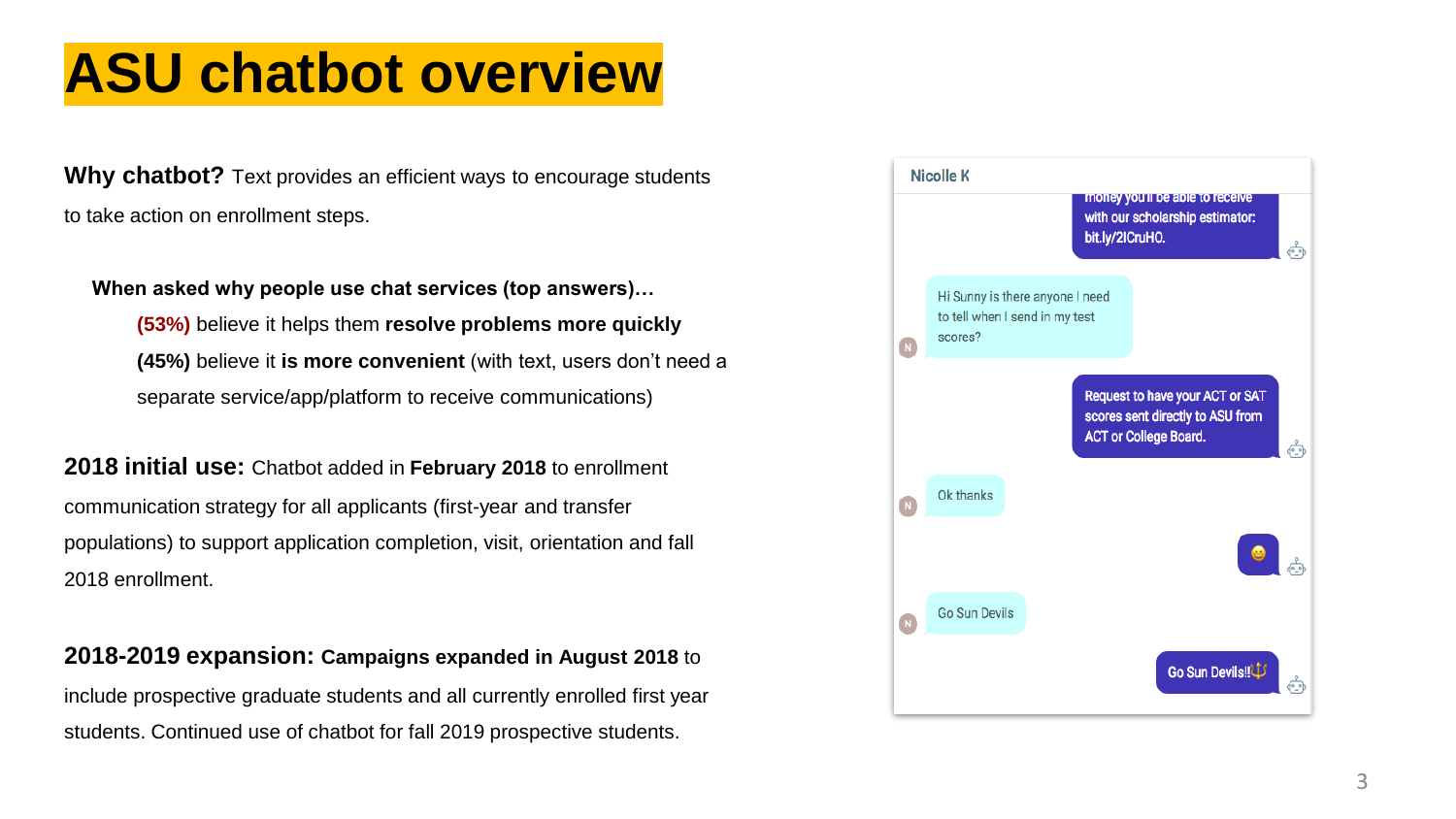# ASU chatbot overview

**Why chatbot?** Text provides an efficient ways to encourage students to take action on enrollment steps.

**When asked why people use chat services (top answers)…**

**(53%)** believe it helps them **resolve problems more quickly**

**(45%)** believe it **is more convenient** (with text, users don't need a separate service/app/platform to receive communications)

**2018 initial use:** Chatbot added in **February 2018** to enrollment communication strategy for all applicants (first-year and transfer populations) to support application completion, visit, orientation and fall 2018 enrollment.

**2018-2019 expansion: Campaigns expanded in August 2018** to include prospective graduate students and all currently enrolled first year students. Continued use of chatbot for fall 2019 prospective students.

Nicolle K

money you'll be able to receive with our scholarship estimator: bit.ly/2ICruHO.

Hi Sunny is there anyone I need to tell when I send in my test scores?

Request to have your ACT or SAT scores sent directly to ASU from ACT or College Board.

Ok thanks

😀

Go Sun Devils

Go Sun Devils!!🔱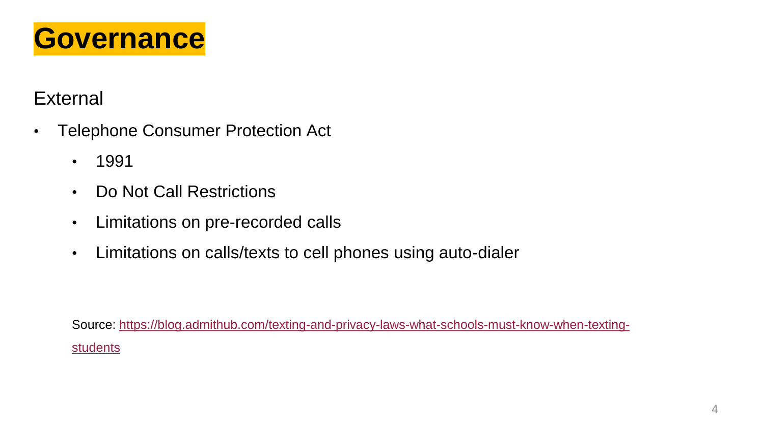# Governance

External

- Telephone Consumer Protection Act
  - 1991
  - Do Not Call Restrictions
  - Limitations on pre-recorded calls
  - Limitations on calls/texts to cell phones using auto-dialer

Source: [https://blog.admithub.com/texting-and-privacy-laws-what-schools-must-know-when-texting-students](https://blog.admithub.com/texting-and-privacy-laws-what-schools-must-know-when-texting-students)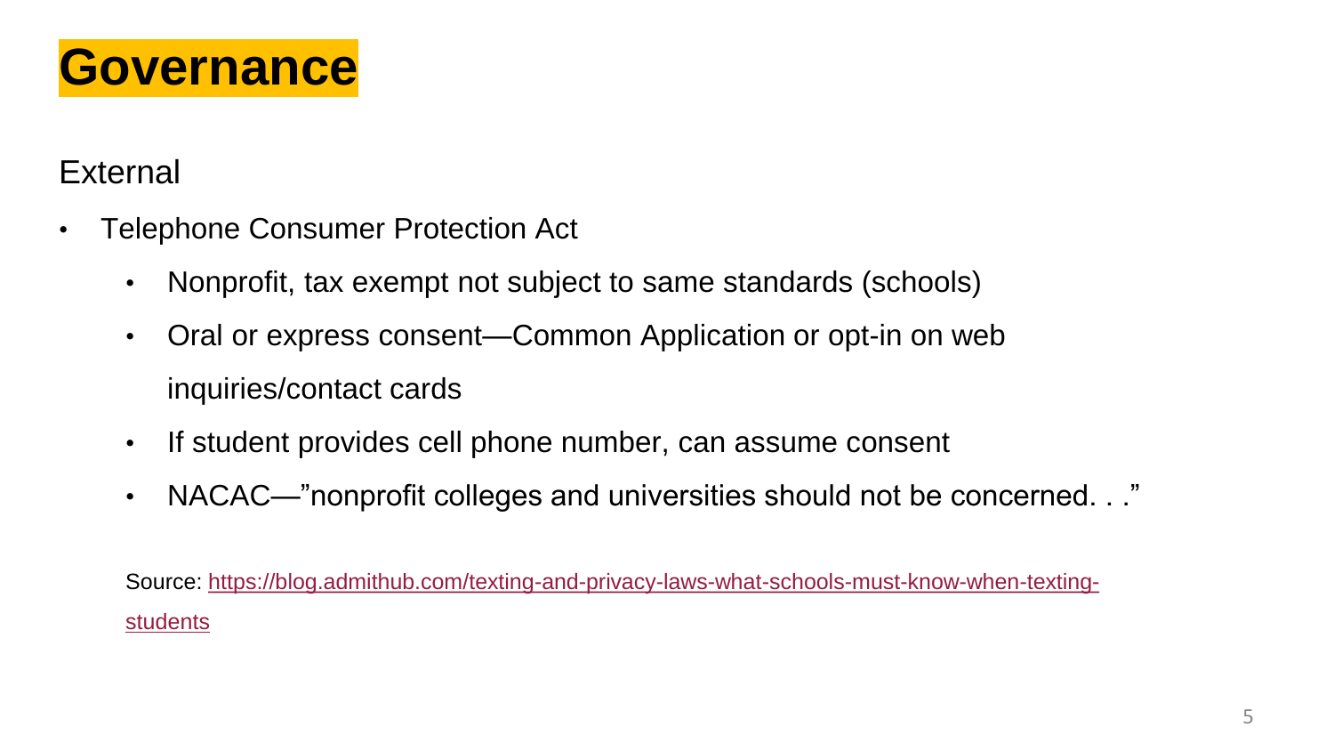# Governance

External

- Telephone Consumer Protection Act
  - Nonprofit, tax exempt not subject to same standards (schools)
  - Oral or express consent—Common Application or opt-in on web inquiries/contact cards
  - If student provides cell phone number, can assume consent
  - NACAC—"nonprofit colleges and universities should not be concerned. . ."

Source: [https://blog.admithub.com/texting-and-privacy-laws-what-schools-must-know-when-texting-students](https://blog.admithub.com/texting-and-privacy-laws-what-schools-must-know-when-texting-students)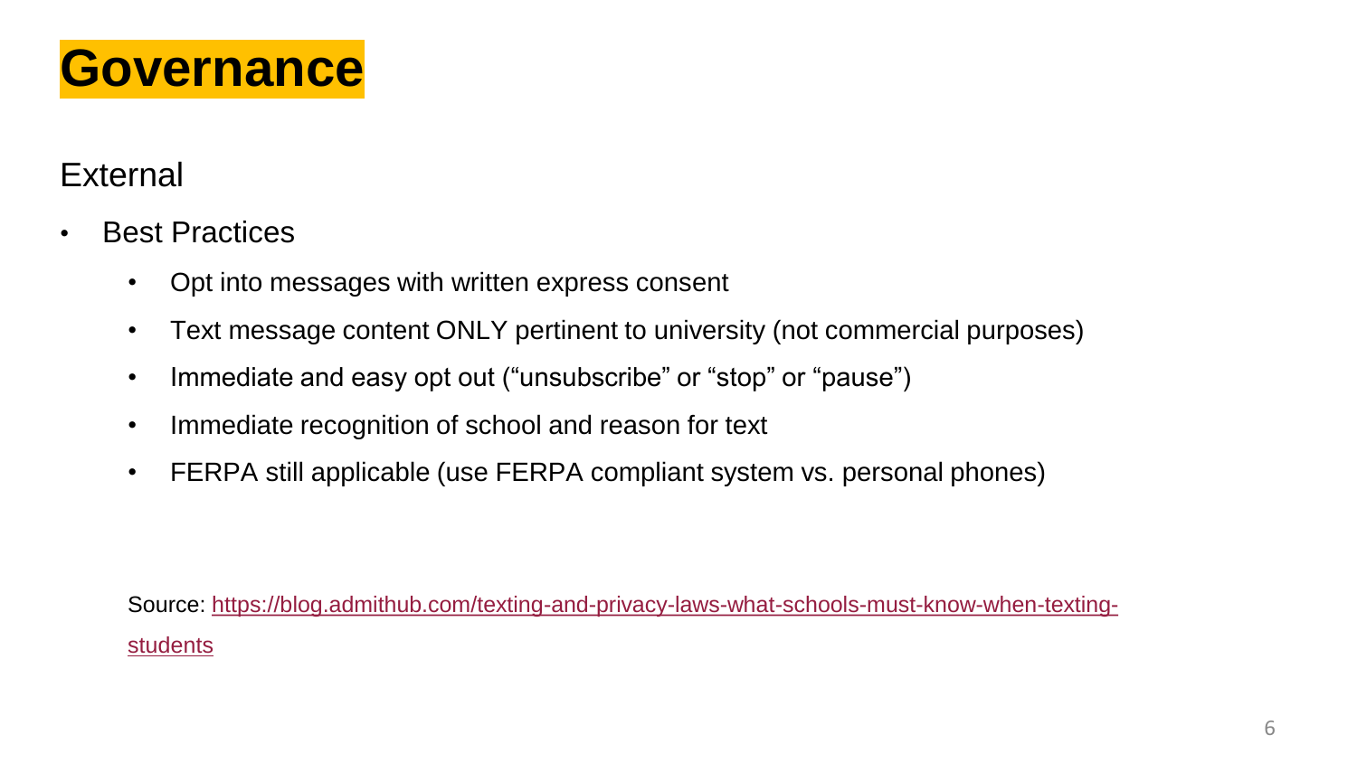# Governance

## External

- Best Practices
  - Opt into messages with written express consent
  - Text message content ONLY pertinent to university (not commercial purposes)
  - Immediate and easy opt out (“unsubscribe” or “stop” or “pause”)
  - Immediate recognition of school and reason for text
  - FERPA still applicable (use FERPA compliant system vs. personal phones)

Source: [https://blog.admithub.com/texting-and-privacy-laws-what-schools-must-know-when-texting-students](https://blog.admithub.com/texting-and-privacy-laws-what-schools-must-know-when-texting-students)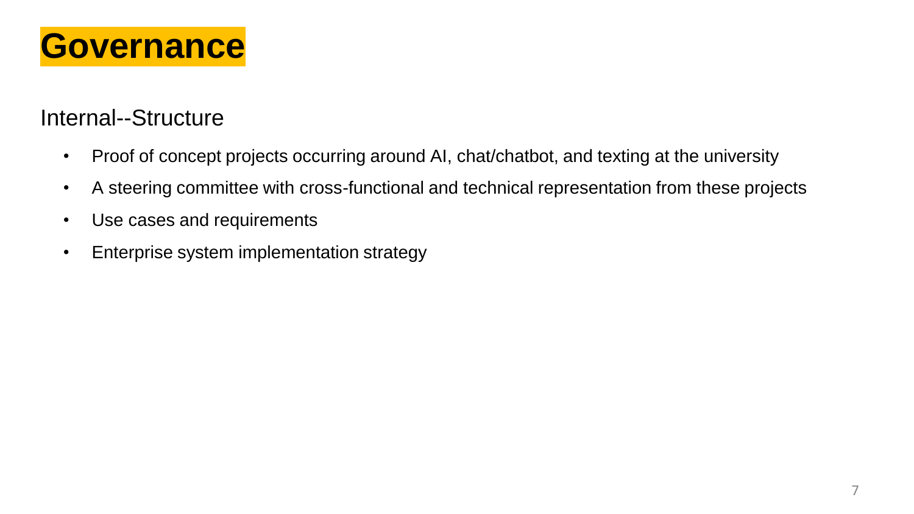# Governance

## Internal--Structure

- Proof of concept projects occurring around AI, chat/chatbot, and texting at the university
- A steering committee with cross-functional and technical representation from these projects
- Use cases and requirements
- Enterprise system implementation strategy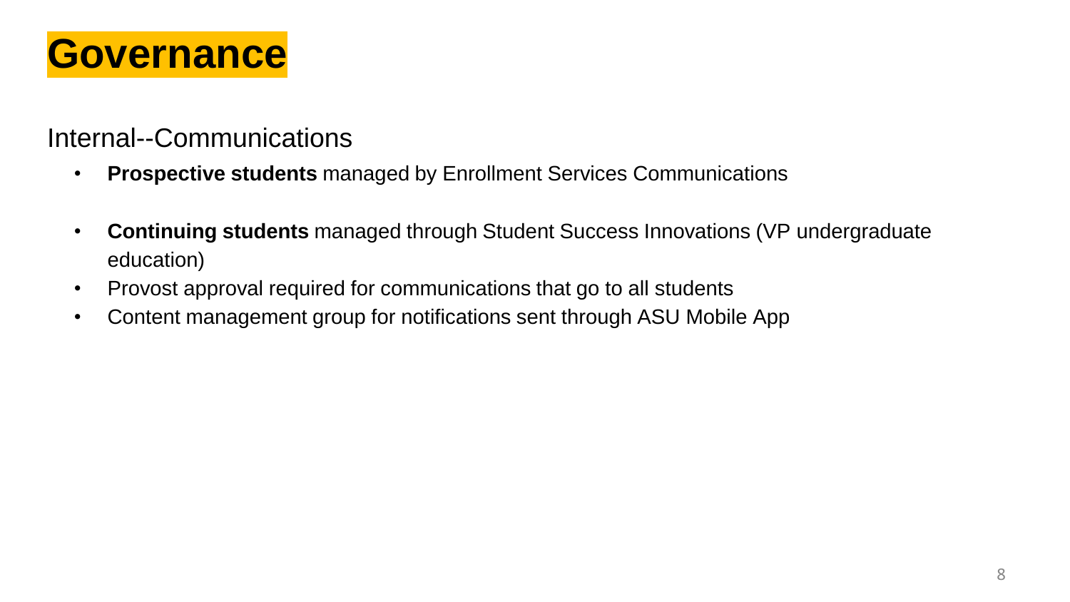# Governance

Internal--Communications

- **Prospective students** managed by Enrollment Services Communications
- **Continuing students** managed through Student Success Innovations (VP undergraduate education)
- Provost approval required for communications that go to all students
- Content management group for notifications sent through ASU Mobile App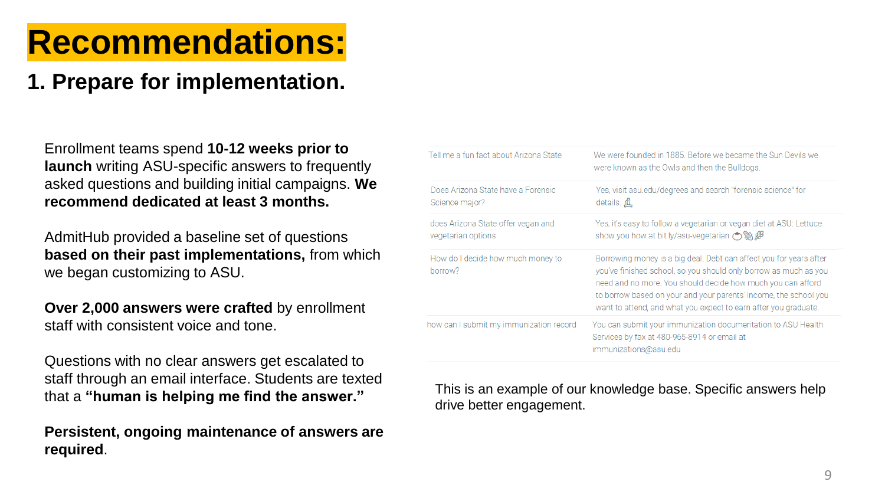# Recommendations:

## 1. Prepare for implementation.

Enrollment teams spend **10-12 weeks prior to launch** writing ASU-specific answers to frequently asked questions and building initial campaigns. **We recommend dedicated at least 3 months.**

AdmitHub provided a baseline set of questions **based on their past implementations,** from which we began customizing to ASU.

**Over 2,000 answers were crafted** by enrollment staff with consistent voice and tone.

Questions with no clear answers get escalated to staff through an email interface. Students are texted that a **"human is helping me find the answer."**

**Persistent, ongoing maintenance of answers are required**.

| | |
|---|---|
| Tell me a fun fact about Arizona State | We were founded in 1885. Before we became the Sun Devils we were known as the Owls and then the Bulldogs. |
| Does Arizona State have a Forensic Science major? | Yes, visit asu.edu/degrees and search "forensic science" for details. |
| does Arizona State offer vegan and vegetarian options | Yes, it's easy to follow a vegetarian or vegan diet at ASU. Lettuce show you how at bit.ly/asu-vegetarian |
| How do I decide how much money to borrow? | Borrowing money is a big deal. Debt can affect you for years after you've finished school, so you should only borrow as much as you need and no more. You should decide how much you can afford to borrow based on your and your parents' income, the school you want to attend, and what you expect to earn after you graduate. |
| how can I submit my immunization record | You can submit your immunization documentation to ASU Health Services by fax at 480-965-8914 or email at immunizations@asu.edu |

This is an example of our knowledge base. Specific answers help drive better engagement.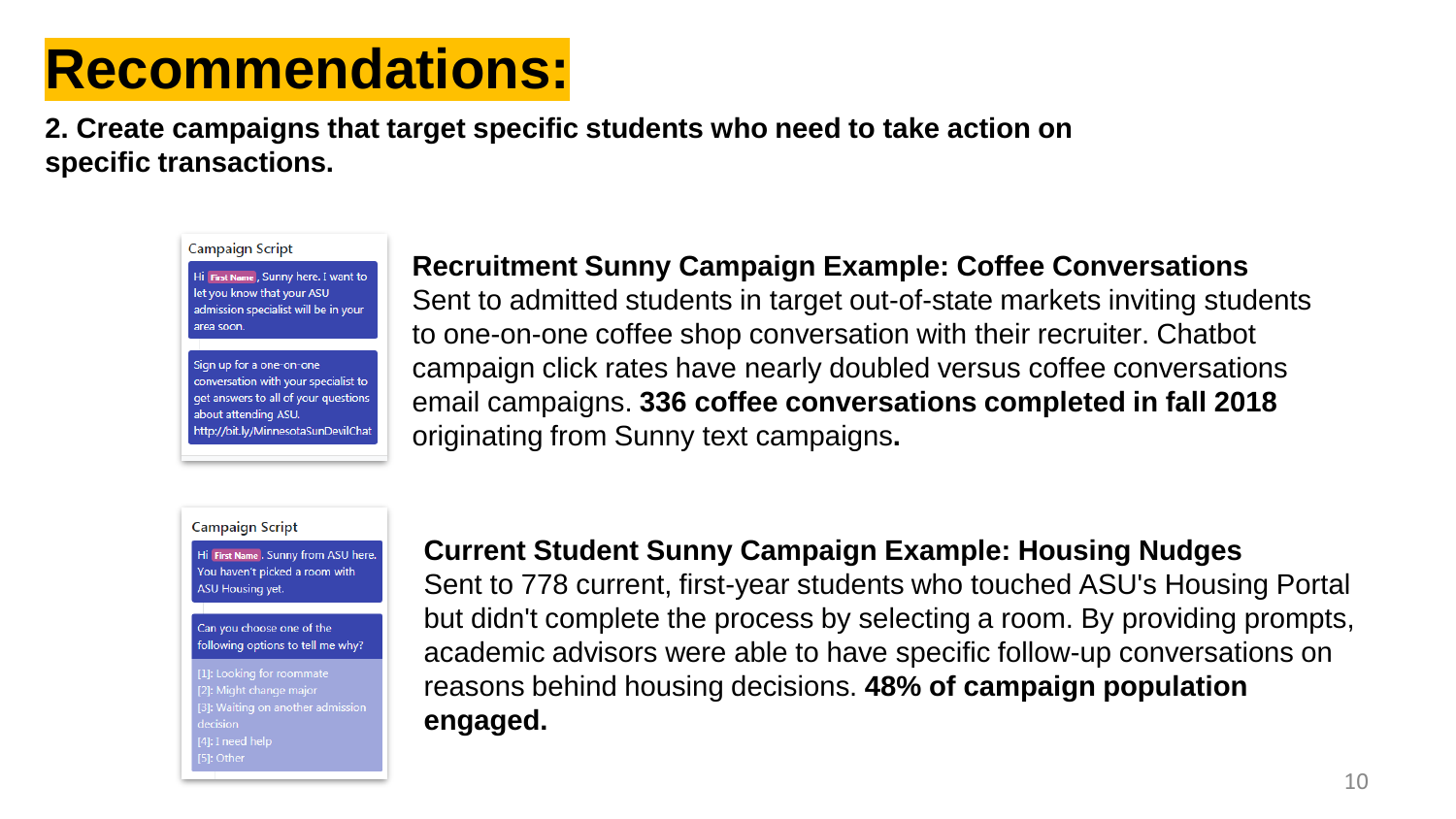# Recommendations:

**2. Create campaigns that target specific students who need to take action on specific transactions.**

Campaign Script

Hi First Name, Sunny here. I want to let you know that your ASU admission specialist will be in your area soon.

Sign up for a one-on-one conversation with your specialist to get answers to all of your questions about attending ASU. http://bit.ly/MinnesotaSunDevilChat

**Recruitment Sunny Campaign Example: Coffee Conversations**
Sent to admitted students in target out-of-state markets inviting students to one-on-one coffee shop conversation with their recruiter. Chatbot campaign click rates have nearly doubled versus coffee conversations email campaigns. **336 coffee conversations completed in fall 2018** originating from Sunny text campaigns**.**

Campaign Script

Hi First Name. Sunny from ASU here. You haven't picked a room with ASU Housing yet.

Can you choose one of the following options to tell me why?

[1]: Looking for roommate
[2]: Might change major
[3]: Waiting on another admission decision
[4]: I need help
[5]: Other

**Current Student Sunny Campaign Example: Housing Nudges**
Sent to 778 current, first-year students who touched ASU's Housing Portal but didn't complete the process by selecting a room. By providing prompts, academic advisors were able to have specific follow-up conversations on reasons behind housing decisions. **48% of campaign population engaged.**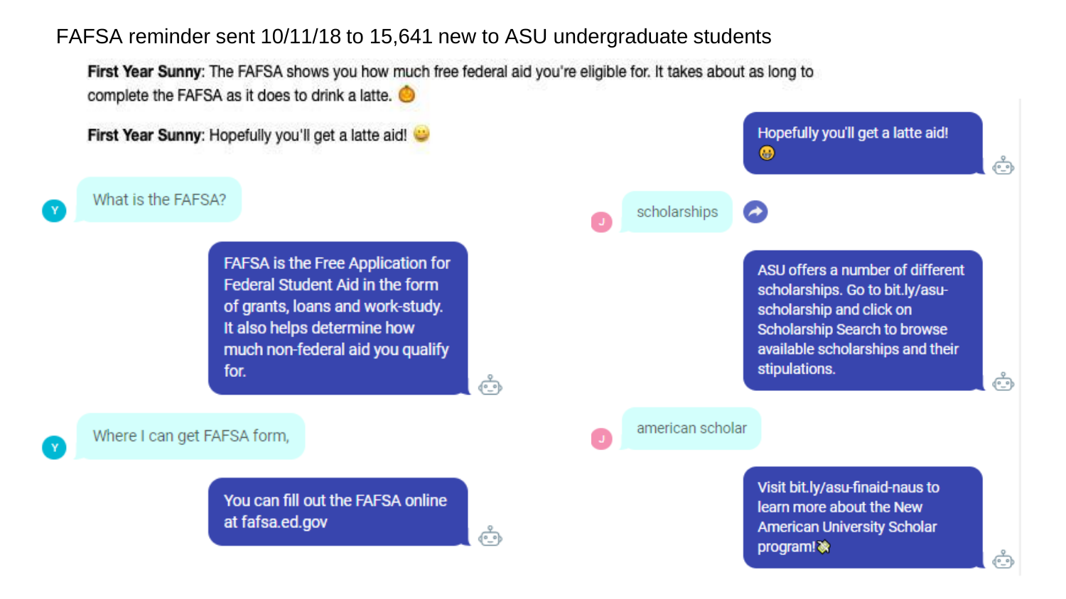FAFSA reminder sent 10/11/18 to 15,641 new to ASU undergraduate students

**First Year Sunny**: The FAFSA shows you how much free federal aid you're eligible for. It takes about as long to complete the FAFSA as it does to drink a latte. 🎃

**First Year Sunny**: Hopefully you'll get a latte aid! 😀

Y: What is the FAFSA?

FAFSA is the Free Application for Federal Student Aid in the form of grants, loans and work-study. It also helps determine how much non-federal aid you qualify for.

Y: Where I can get FAFSA form,

You can fill out the FAFSA online at fafsa.ed.gov

Hopefully you'll get a latte aid! 😀

J: scholarships

ASU offers a number of different scholarships. Go to bit.ly/asu-scholarship and click on Scholarship Search to browse available scholarships and their stipulations.

J: american scholar

Visit bit.ly/asu-finaid-naus to learn more about the New American University Scholar program!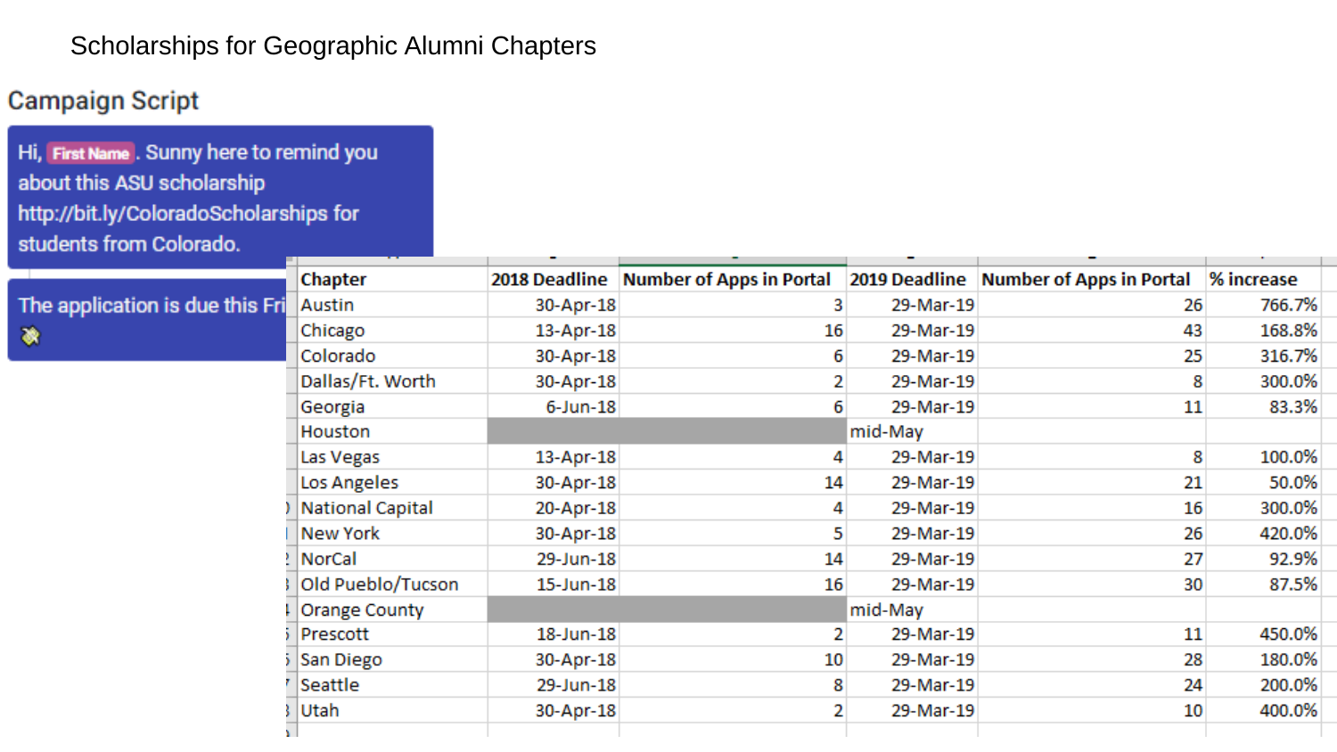Scholarships for Geographic Alumni Chapters

## Campaign Script

Hi, First Name. Sunny here to remind you about this ASU scholarship http://bit.ly/ColoradoScholarships for students from Colorado.

The application is due this Fri

| Chapter | 2018 Deadline | Number of Apps in Portal | 2019 Deadline | Number of Apps in Portal | % increase |
|---|---|---|---|---|---|
| Austin | 30-Apr-18 | 3 | 29-Mar-19 | 26 | 766.7% |
| Chicago | 13-Apr-18 | 16 | 29-Mar-19 | 43 | 168.8% |
| Colorado | 30-Apr-18 | 6 | 29-Mar-19 | 25 | 316.7% |
| Dallas/Ft. Worth | 30-Apr-18 | 2 | 29-Mar-19 | 8 | 300.0% |
| Georgia | 6-Jun-18 | 6 | 29-Mar-19 | 11 | 83.3% |
| Houston | | | mid-May | | |
| Las Vegas | 13-Apr-18 | 4 | 29-Mar-19 | 8 | 100.0% |
| Los Angeles | 30-Apr-18 | 14 | 29-Mar-19 | 21 | 50.0% |
| National Capital | 20-Apr-18 | 4 | 29-Mar-19 | 16 | 300.0% |
| New York | 30-Apr-18 | 5 | 29-Mar-19 | 26 | 420.0% |
| NorCal | 29-Jun-18 | 14 | 29-Mar-19 | 27 | 92.9% |
| Old Pueblo/Tucson | 15-Jun-18 | 16 | 29-Mar-19 | 30 | 87.5% |
| Orange County | | | mid-May | | |
| Prescott | 18-Jun-18 | 2 | 29-Mar-19 | 11 | 450.0% |
| San Diego | 30-Apr-18 | 10 | 29-Mar-19 | 28 | 180.0% |
| Seattle | 29-Jun-18 | 8 | 29-Mar-19 | 24 | 200.0% |
| Utah | 30-Apr-18 | 2 | 29-Mar-19 | 10 | 400.0% |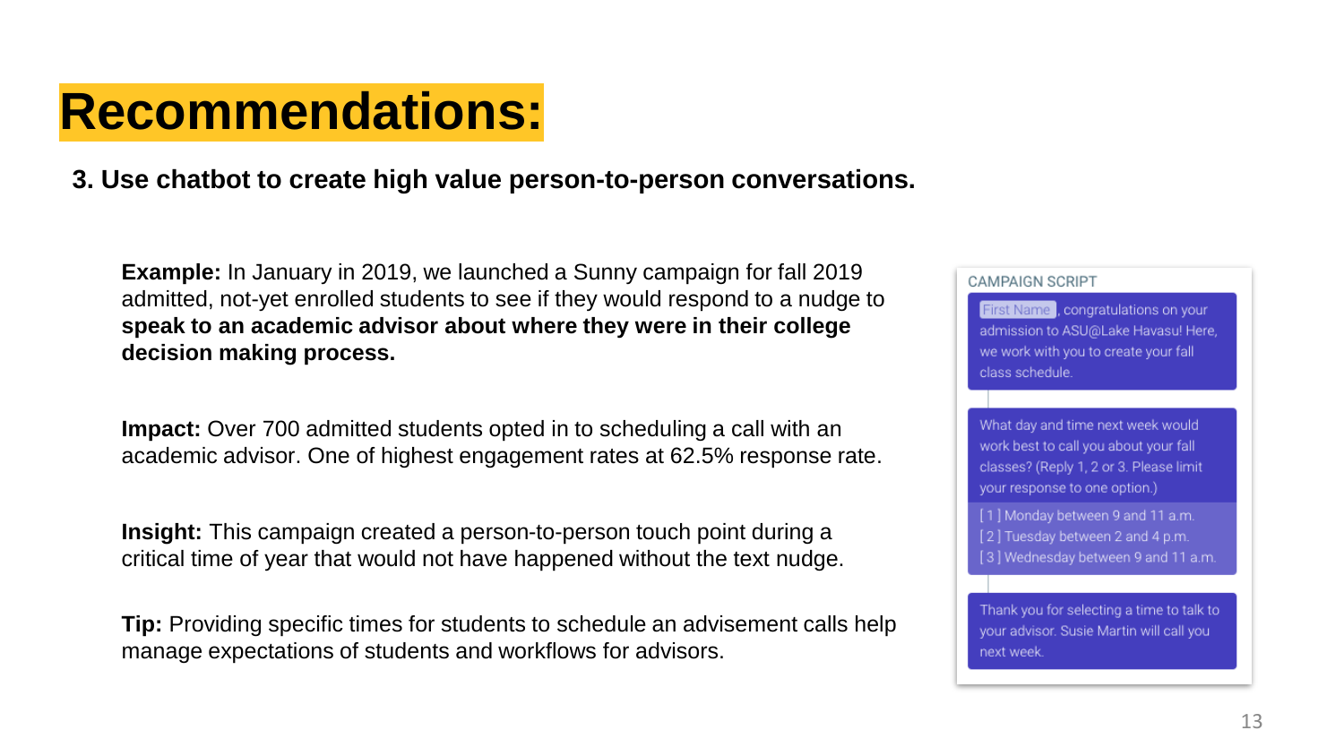# Recommendations:

**3. Use chatbot to create high value person-to-person conversations.**

**Example:** In January in 2019, we launched a Sunny campaign for fall 2019 admitted, not-yet enrolled students to see if they would respond to a nudge to **speak to an academic advisor about where they were in their college decision making process.**

**Impact:** Over 700 admitted students opted in to scheduling a call with an academic advisor. One of highest engagement rates at 62.5% response rate.

**Insight:** This campaign created a person-to-person touch point during a critical time of year that would not have happened without the text nudge.

**Tip:** Providing specific times for students to schedule an advisement calls help manage expectations of students and workflows for advisors.

CAMPAIGN SCRIPT

First Name, congratulations on your admission to ASU@Lake Havasu! Here, we work with you to create your fall class schedule.

What day and time next week would work best to call you about your fall classes? (Reply 1, 2 or 3. Please limit your response to one option.)

[1] Monday between 9 and 11 a.m.
[2] Tuesday between 2 and 4 p.m.
[3] Wednesday between 9 and 11 a.m.

Thank you for selecting a time to talk to your advisor. Susie Martin will call you next week.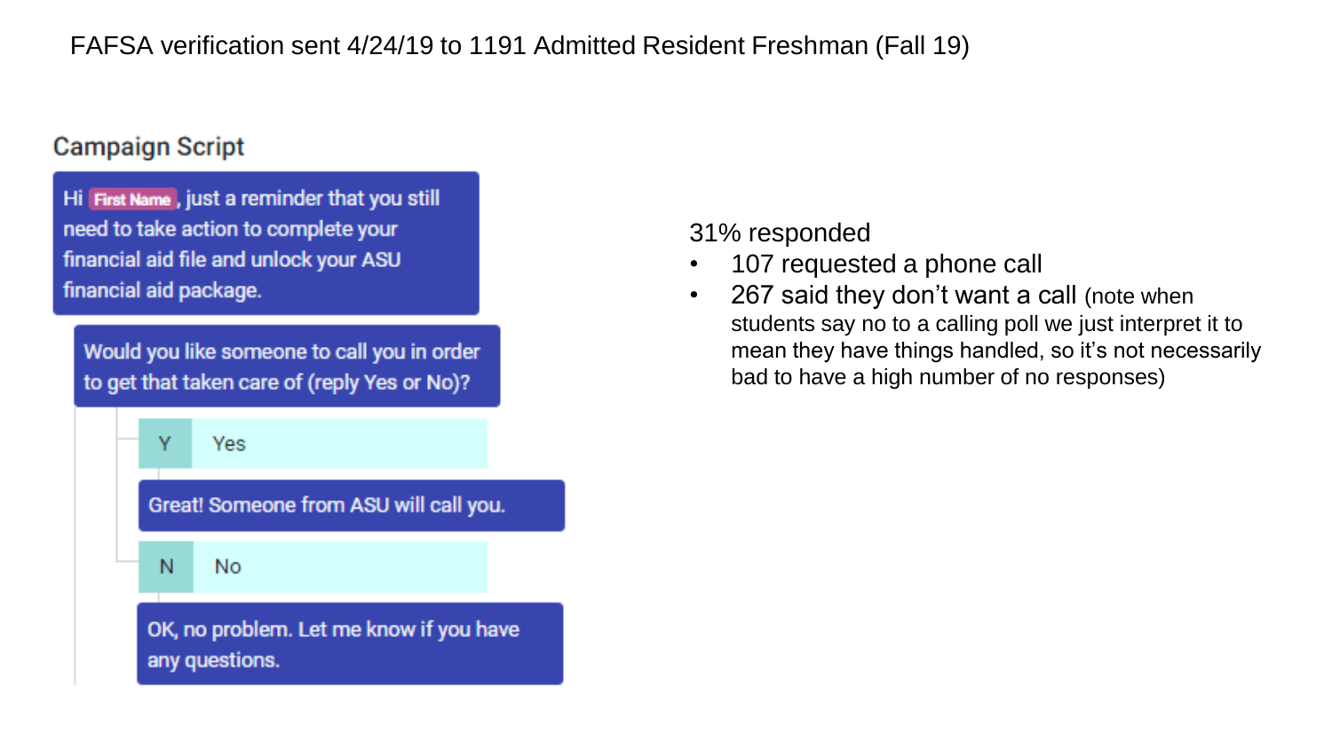FAFSA verification sent 4/24/19 to 1191 Admitted Resident Freshman (Fall 19)

## Campaign Script

Hi First Name, just a reminder that you still need to take action to complete your financial aid file and unlock your ASU financial aid package.

Would you like someone to call you in order to get that taken care of (reply Yes or No)?

- Y — Yes
  - Great! Someone from ASU will call you.
- N — No
  - OK, no problem. Let me know if you have any questions.

31% responded

- 107 requested a phone call
- 267 said they don't want a call (note when students say no to a calling poll we just interpret it to mean they have things handled, so it's not necessarily bad to have a high number of no responses)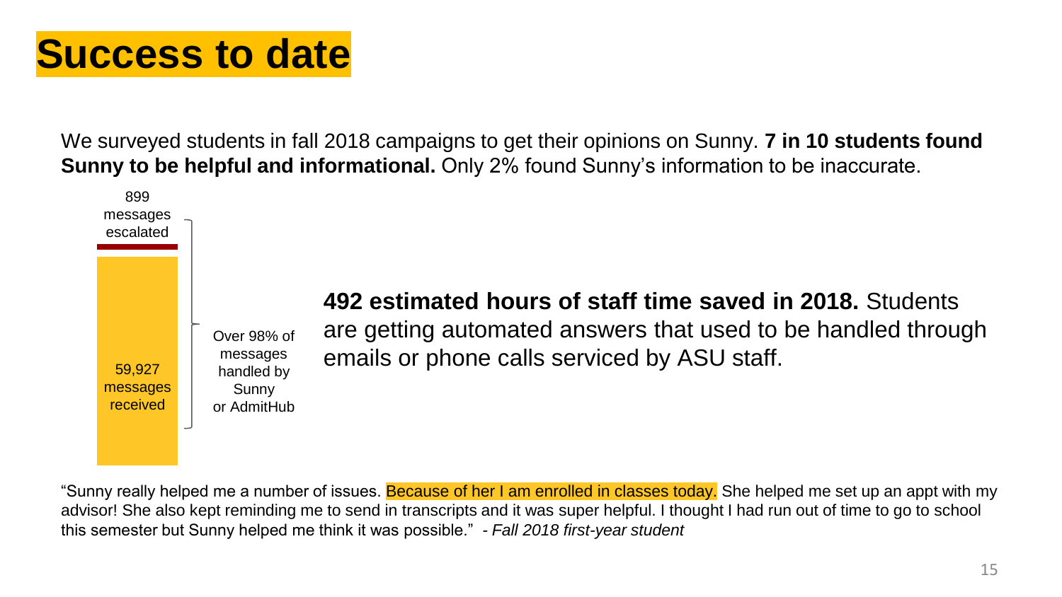# Success to date

We surveyed students in fall 2018 campaigns to get their opinions on Sunny. **7 in 10 students found Sunny to be helpful and informational.** Only 2% found Sunny's information to be inaccurate.

899 messages escalated

59,927 messages received

Over 98% of messages handled by Sunny or AdmitHub

**492 estimated hours of staff time saved in 2018.** Students are getting automated answers that used to be handled through emails or phone calls serviced by ASU staff.

"Sunny really helped me a number of issues. Because of her I am enrolled in classes today. She helped me set up an appt with my advisor! She also kept reminding me to send in transcripts and it was super helpful. I thought I had run out of time to go to school this semester but Sunny helped me think it was possible." *- Fall 2018 first-year student*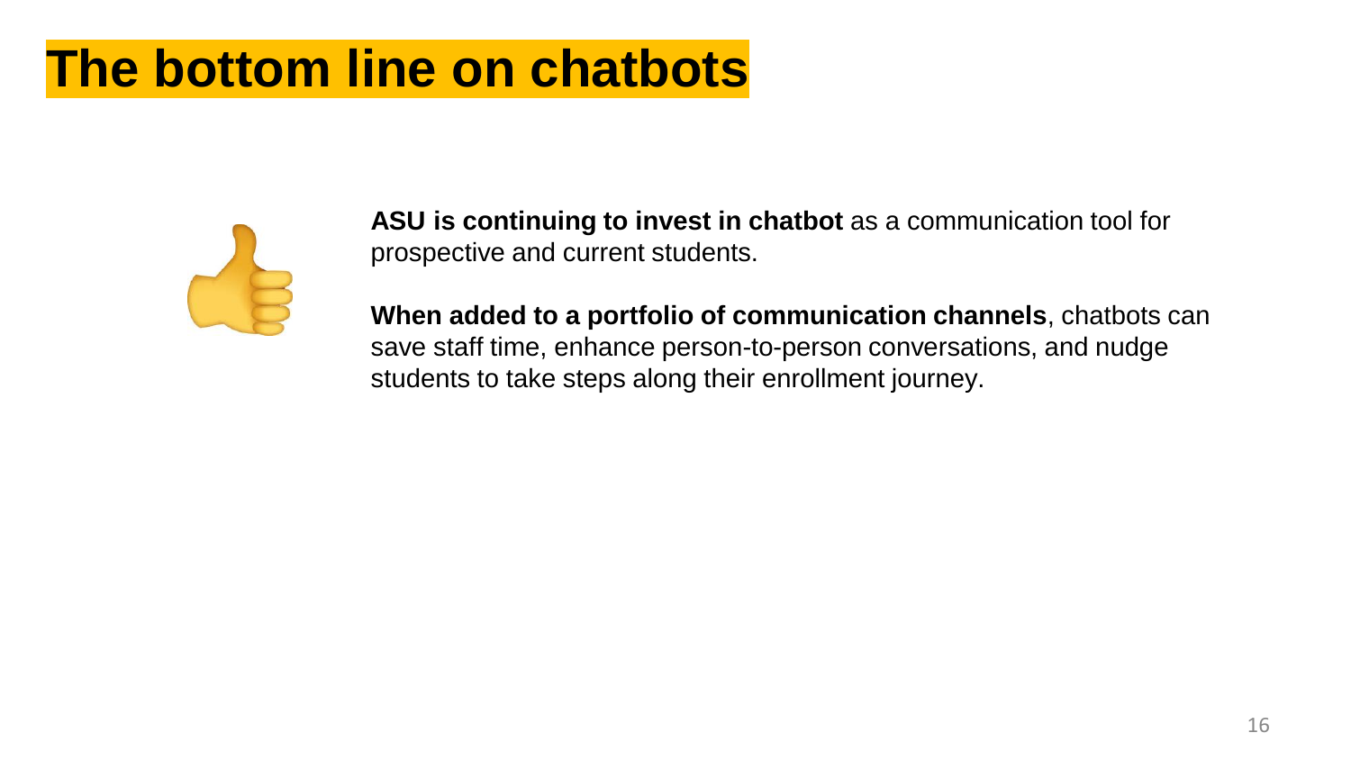# The bottom line on chatbots

**ASU is continuing to invest in chatbot** as a communication tool for prospective and current students.

**When added to a portfolio of communication channels**, chatbots can save staff time, enhance person-to-person conversations, and nudge students to take steps along their enrollment journey.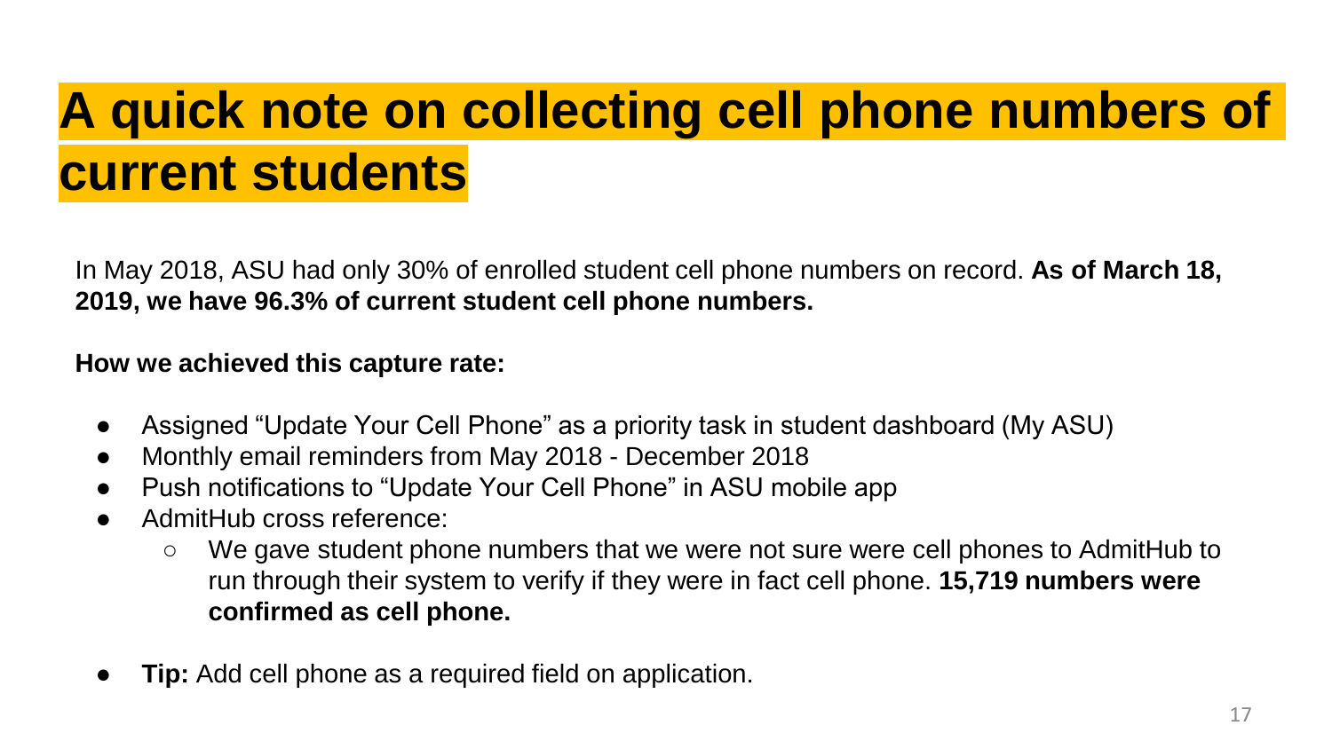# A quick note on collecting cell phone numbers of current students

In May 2018, ASU had only 30% of enrolled student cell phone numbers on record. **As of March 18, 2019, we have 96.3% of current student cell phone numbers.**

**How we achieved this capture rate:**

- Assigned "Update Your Cell Phone" as a priority task in student dashboard (My ASU)
- Monthly email reminders from May 2018 - December 2018
- Push notifications to "Update Your Cell Phone" in ASU mobile app
- AdmitHub cross reference:
  - We gave student phone numbers that we were not sure were cell phones to AdmitHub to run through their system to verify if they were in fact cell phone. **15,719 numbers were confirmed as cell phone.**
- **Tip:** Add cell phone as a required field on application.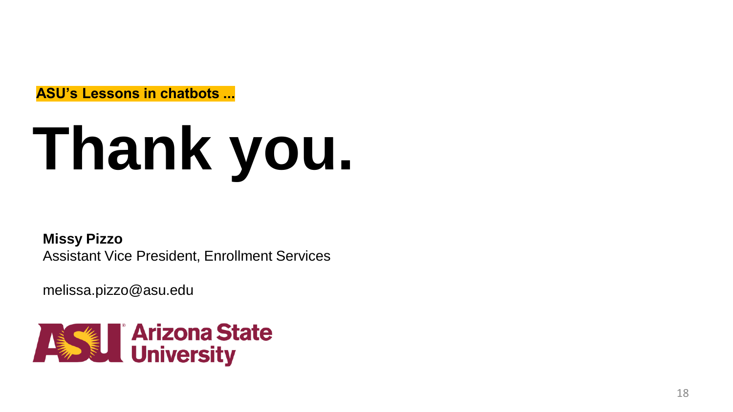**ASU's Lessons in chatbots ...**

# Thank you.

**Missy Pizzo**
Assistant Vice President, Enrollment Services

melissa.pizzo@asu.edu

Arizona State University